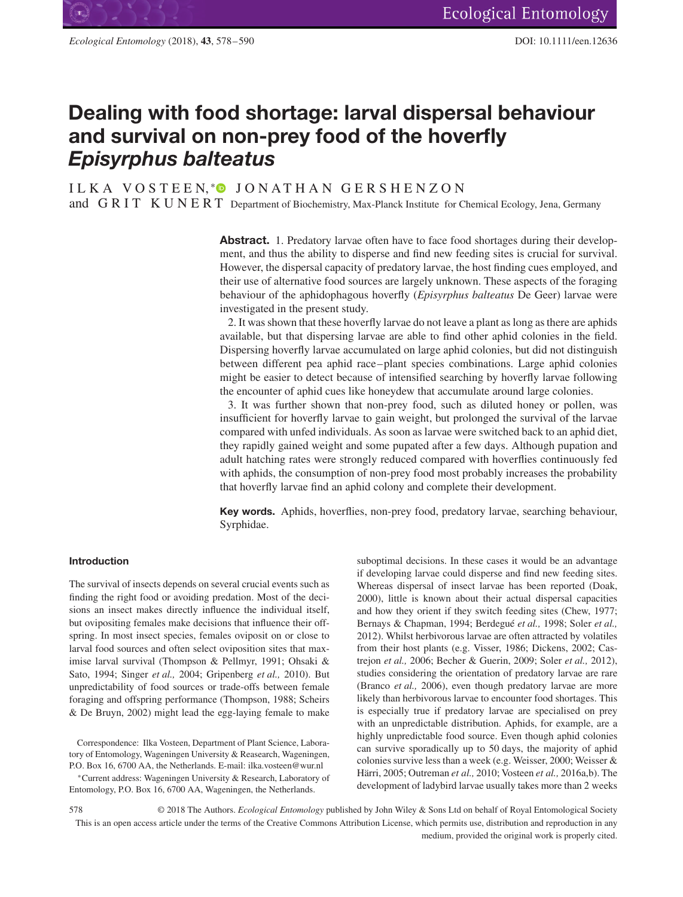# Dealing with food shortage: larval dispersal behaviour and survival on non-prey food of the hoverfly *Episyrphus balteatus*

ILKA VOSTEEN,* JONATHAN GERSHENZON and GRIT KUNERT Department of Biochemistry, Max-Planck Institute for Chemical Ecology, Jena, Germany

**Abstract.** 1. Predatory larvae often have to face food shortages during their development, and thus the ability to disperse and find new feeding sites is crucial for survival. However, the dispersal capacity of predatory larvae, the host finding cues employed, and their use of alternative food sources are largely unknown. These aspects of the foraging behaviour of the aphidophagous hoverfly (*Episyrphus balteatus* De Geer) larvae were investigated in the present study.

2. It was shown that these hoverfly larvae do not leave a plant as long as there are aphids available, but that dispersing larvae are able to find other aphid colonies in the field. Dispersing hoverfly larvae accumulated on large aphid colonies, but did not distinguish between different pea aphid race–plant species combinations. Large aphid colonies might be easier to detect because of intensified searching by hoverfly larvae following the encounter of aphid cues like honeydew that accumulate around large colonies.

3. It was further shown that non-prey food, such as diluted honey or pollen, was insufficient for hoverfly larvae to gain weight, but prolonged the survival of the larvae compared with unfed individuals. As soon as larvae were switched back to an aphid diet, they rapidly gained weight and some pupated after a few days. Although pupation and adult hatching rates were strongly reduced compared with hoverflies continuously fed with aphids, the consumption of non-prey food most probably increases the probability that hoverfly larvae find an aphid colony and complete their development.

**Key words.** Aphids, hoverflies, non-prey food, predatory larvae, searching behaviour, Syrphidae.

## Introduction

The survival of insects depends on several crucial events such as finding the right food or avoiding predation. Most of the decisions an insect makes directly influence the individual itself, but ovipositing females make decisions that influence their offspring. In most insect species, females oviposit on or close to larval food sources and often select oviposition sites that maximise larval survival (Thompson & Pellmyr, 1991; Ohsaki & Sato, 1994; Singer *et al.,* 2004; Gripenberg *et al.,* 2010). But unpredictability of food sources or trade-offs between female foraging and offspring performance (Thompson, 1988; Scheirs & De Bruyn, 2002) might lead the egg-laying female to make suboptimal decisions. In these cases it would be an advantage if developing larvae could disperse and find new feeding sites. Whereas dispersal of insect larvae has been reported (Doak, 2000), little is known about their actual dispersal capacities and how they orient if they switch feeding sites (Chew, 1977; Bernays & Chapman, 1994; Berdegué *et al.,* 1998; Soler *et al.,* 2012). Whilst herbivorous larvae are often attracted by volatiles from their host plants (e.g. Visser, 1986; Dickens, 2002; Castrejon *et al.,* 2006; Becher & Guerin, 2009; Soler *et al.,* 2012), studies considering the orientation of predatory larvae are rare (Branco *et al.,* 2006), even though predatory larvae are more likely than herbivorous larvae to encounter food shortages. This is especially true if predatory larvae are specialised on prey with an unpredictable distribution. Aphids, for example, are a highly unpredictable food source. Even though aphid colonies can survive sporadically up to 50 days, the majority of aphid colonies survive less than a week (e.g. Weisser, 2000; Weisser & Härri, 2005; Outreman *et al.,* 2010; Vosteen *et al.,* 2016a,b). The development of ladybird larvae usually takes more than 2 weeks

Correspondence: Ilka Vosteen, Department of Plant Science, Laboratory of Entomology, Wageningen University & Reasearch, Wageningen, P.O. Box 16, 6700 AA, the Netherlands. E-mail: ilka.vosteen@wur.nl

*Current address: Wageningen University & Research, Laboratory of Entomology, P.O. Box 16, 6700 AA, Wageningen, the Netherlands.

© 2018 The Authors. *Ecological Entomology* published by John Wiley & Sons Ltd on behalf of Royal Entomological Society
This is an open access article under the terms of the Creative Commons Attribution License, which permits use, distribution and reproduction in any medium, provided the original work is properly cited.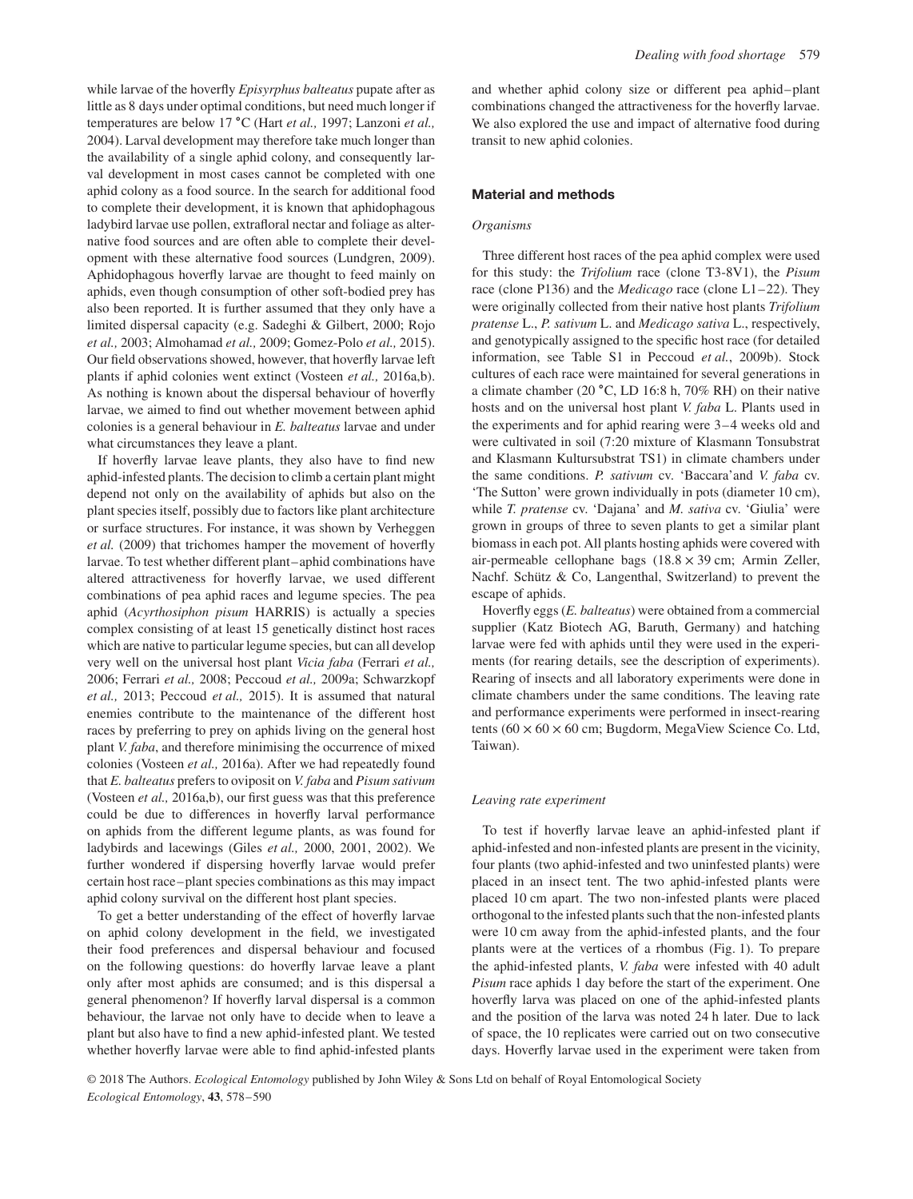while larvae of the hoverfly *Episyrphus balteatus* pupate after as little as 8 days under optimal conditions, but need much longer if temperatures are below 17 °C (Hart *et al.,* 1997; Lanzoni *et al.,* 2004). Larval development may therefore take much longer than the availability of a single aphid colony, and consequently larval development in most cases cannot be completed with one aphid colony as a food source. In the search for additional food to complete their development, it is known that aphidophagous ladybird larvae use pollen, extrafloral nectar and foliage as alternative food sources and are often able to complete their development with these alternative food sources (Lundgren, 2009). Aphidophagous hoverfly larvae are thought to feed mainly on aphids, even though consumption of other soft-bodied prey has also been reported. It is further assumed that they only have a limited dispersal capacity (e.g. Sadeghi & Gilbert, 2000; Rojo *et al.,* 2003; Almohamad *et al.,* 2009; Gomez-Polo *et al.,* 2015). Our field observations showed, however, that hoverfly larvae left plants if aphid colonies went extinct (Vosteen *et al.,* 2016a,b). As nothing is known about the dispersal behaviour of hoverfly larvae, we aimed to find out whether movement between aphid colonies is a general behaviour in *E. balteatus* larvae and under what circumstances they leave a plant.

If hoverfly larvae leave plants, they also have to find new aphid-infested plants. The decision to climb a certain plant might depend not only on the availability of aphids but also on the plant species itself, possibly due to factors like plant architecture or surface structures. For instance, it was shown by Verheggen *et al.* (2009) that trichomes hamper the movement of hoverfly larvae. To test whether different plant–aphid combinations have altered attractiveness for hoverfly larvae, we used different combinations of pea aphid races and legume species. The pea aphid (*Acyrthosiphon pisum* HARRIS) is actually a species complex consisting of at least 15 genetically distinct host races which are native to particular legume species, but can all develop very well on the universal host plant *Vicia faba* (Ferrari *et al.,* 2006; Ferrari *et al.,* 2008; Peccoud *et al.,* 2009a; Schwarzkopf *et al.,* 2013; Peccoud *et al.,* 2015). It is assumed that natural enemies contribute to the maintenance of the different host races by preferring to prey on aphids living on the general host plant *V. faba*, and therefore minimising the occurrence of mixed colonies (Vosteen *et al.,* 2016a). After we had repeatedly found that *E. balteatus* prefers to oviposit on *V. faba* and *Pisum sativum* (Vosteen *et al.,* 2016a,b), our first guess was that this preference could be due to differences in hoverfly larval performance on aphids from the different legume plants, as was found for ladybirds and lacewings (Giles *et al.,* 2000, 2001, 2002). We further wondered if dispersing hoverfly larvae would prefer certain host race–plant species combinations as this may impact aphid colony survival on the different host plant species.

To get a better understanding of the effect of hoverfly larvae on aphid colony development in the field, we investigated their food preferences and dispersal behaviour and focused on the following questions: do hoverfly larvae leave a plant only after most aphids are consumed; and is this dispersal a general phenomenon? If hoverfly larval dispersal is a common behaviour, the larvae not only have to decide when to leave a plant but also have to find a new aphid-infested plant. We tested whether hoverfly larvae were able to find aphid-infested plants and whether aphid colony size or different pea aphid–plant combinations changed the attractiveness for the hoverfly larvae. We also explored the use and impact of alternative food during transit to new aphid colonies.

## Material and methods

### *Organisms*

Three different host races of the pea aphid complex were used for this study: the *Trifolium* race (clone T3-8V1), the *Pisum* race (clone P136) and the *Medicago* race (clone L1–22). They were originally collected from their native host plants *Trifolium pratense* L., *P. sativum* L. and *Medicago sativa* L., respectively, and genotypically assigned to the specific host race (for detailed information, see Table S1 in Peccoud *et al.*, 2009b). Stock cultures of each race were maintained for several generations in a climate chamber (20 °C, LD 16:8 h, 70% RH) on their native hosts and on the universal host plant *V. faba* L. Plants used in the experiments and for aphid rearing were 3–4 weeks old and were cultivated in soil (7:20 mixture of Klasmann Tonsubstrat and Klasmann Kultursubstrat TS1) in climate chambers under the same conditions. *P. sativum* cv. 'Baccara'and *V. faba* cv. 'The Sutton' were grown individually in pots (diameter 10 cm), while *T. pratense* cv. 'Dajana' and *M. sativa* cv. 'Giulia' were grown in groups of three to seven plants to get a similar plant biomass in each pot. All plants hosting aphids were covered with air-permeable cellophane bags (18.8 × 39 cm; Armin Zeller, Nachf. Schütz & Co, Langenthal, Switzerland) to prevent the escape of aphids.

Hoverfly eggs (*E. balteatus*) were obtained from a commercial supplier (Katz Biotech AG, Baruth, Germany) and hatching larvae were fed with aphids until they were used in the experiments (for rearing details, see the description of experiments). Rearing of insects and all laboratory experiments were done in climate chambers under the same conditions. The leaving rate and performance experiments were performed in insect-rearing tents (60 × 60 × 60 cm; Bugdorm, MegaView Science Co. Ltd, Taiwan).

### *Leaving rate experiment*

To test if hoverfly larvae leave an aphid-infested plant if aphid-infested and non-infested plants are present in the vicinity, four plants (two aphid-infested and two uninfested plants) were placed in an insect tent. The two aphid-infested plants were placed 10 cm apart. The two non-infested plants were placed orthogonal to the infested plants such that the non-infested plants were 10 cm away from the aphid-infested plants, and the four plants were at the vertices of a rhombus (Fig. 1). To prepare the aphid-infested plants, *V. faba* were infested with 40 adult *Pisum* race aphids 1 day before the start of the experiment. One hoverfly larva was placed on one of the aphid-infested plants and the position of the larva was noted 24 h later. Due to lack of space, the 10 replicates were carried out on two consecutive days. Hoverfly larvae used in the experiment were taken from

© 2018 The Authors. *Ecological Entomology* published by John Wiley & Sons Ltd on behalf of Royal Entomological Society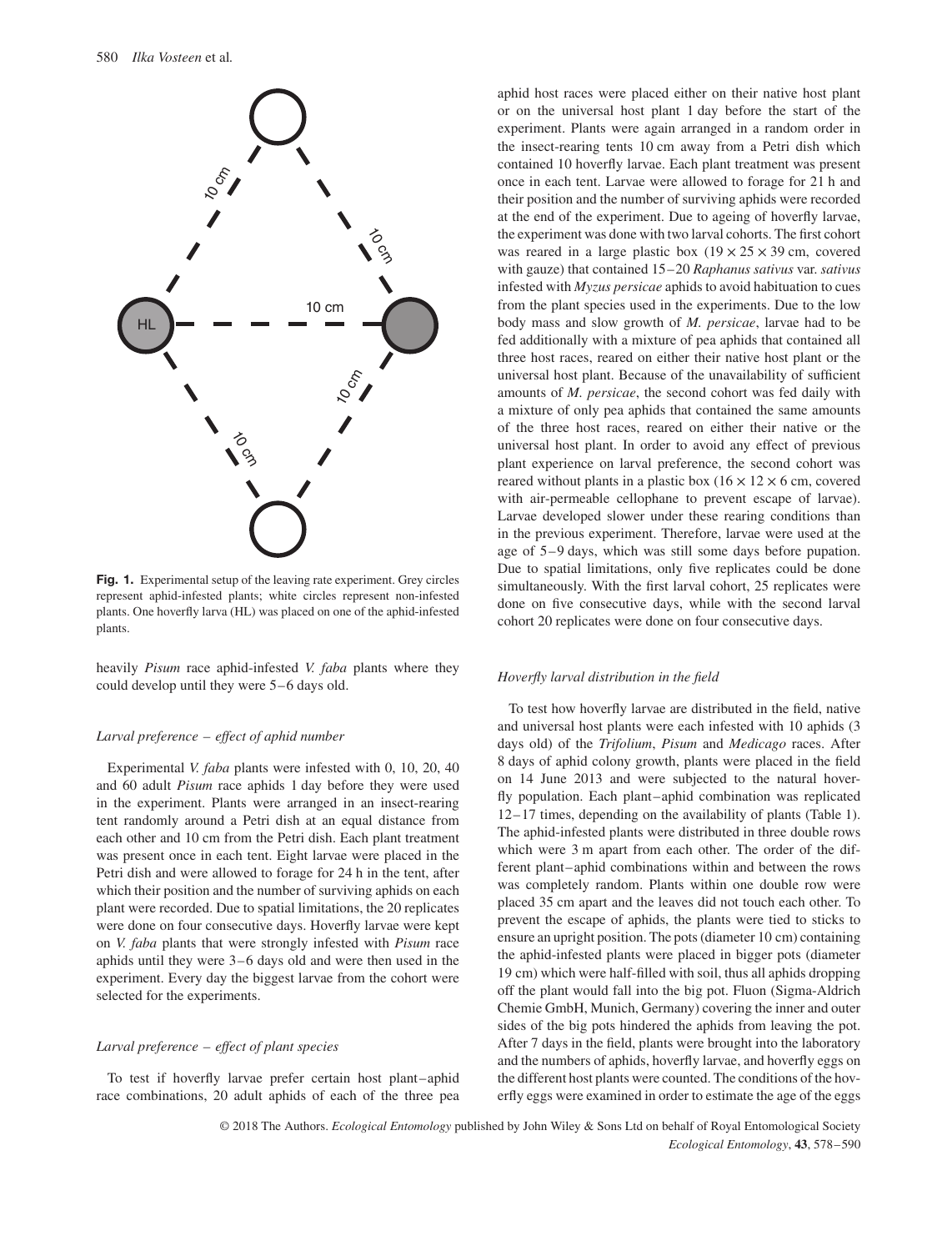**Fig. 1.** Experimental setup of the leaving rate experiment. Grey circles represent aphid-infested plants; white circles represent non-infested plants. One hoverfly larva (HL) was placed on one of the aphid-infested plants.

heavily *Pisum* race aphid-infested *V. faba* plants where they could develop until they were 5–6 days old.

### *Larval preference – effect of aphid number*

Experimental *V. faba* plants were infested with 0, 10, 20, 40 and 60 adult *Pisum* race aphids 1 day before they were used in the experiment. Plants were arranged in an insect-rearing tent randomly around a Petri dish at an equal distance from each other and 10 cm from the Petri dish. Each plant treatment was present once in each tent. Eight larvae were placed in the Petri dish and were allowed to forage for 24 h in the tent, after which their position and the number of surviving aphids on each plant were recorded. Due to spatial limitations, the 20 replicates were done on four consecutive days. Hoverfly larvae were kept on *V. faba* plants that were strongly infested with *Pisum* race aphids until they were 3–6 days old and were then used in the experiment. Every day the biggest larvae from the cohort were selected for the experiments.

### *Larval preference – effect of plant species*

To test if hoverfly larvae prefer certain host plant–aphid race combinations, 20 adult aphids of each of the three pea aphid host races were placed either on their native host plant or on the universal host plant 1 day before the start of the experiment. Plants were again arranged in a random order in the insect-rearing tents 10 cm away from a Petri dish which contained 10 hoverfly larvae. Each plant treatment was present once in each tent. Larvae were allowed to forage for 21 h and their position and the number of surviving aphids were recorded at the end of the experiment. Due to ageing of hoverfly larvae, the experiment was done with two larval cohorts. The first cohort was reared in a large plastic box (19 × 25 × 39 cm, covered with gauze) that contained 15–20 *Raphanus sativus* var. *sativus* infested with *Myzus persicae* aphids to avoid habituation to cues from the plant species used in the experiments. Due to the low body mass and slow growth of *M. persicae*, larvae had to be fed additionally with a mixture of pea aphids that contained all three host races, reared on either their native host plant or the universal host plant. Because of the unavailability of sufficient amounts of *M. persicae*, the second cohort was fed daily with a mixture of only pea aphids that contained the same amounts of the three host races, reared on either their native or the universal host plant. In order to avoid any effect of previous plant experience on larval preference, the second cohort was reared without plants in a plastic box (16 × 12 × 6 cm, covered with air-permeable cellophane to prevent escape of larvae). Larvae developed slower under these rearing conditions than in the previous experiment. Therefore, larvae were used at the age of 5–9 days, which was still some days before pupation. Due to spatial limitations, only five replicates could be done simultaneously. With the first larval cohort, 25 replicates were done on five consecutive days, while with the second larval cohort 20 replicates were done on four consecutive days.

### *Hoverfly larval distribution in the field*

To test how hoverfly larvae are distributed in the field, native and universal host plants were each infested with 10 aphids (3 days old) of the *Trifolium*, *Pisum* and *Medicago* races. After 8 days of aphid colony growth, plants were placed in the field on 14 June 2013 and were subjected to the natural hoverfly population. Each plant–aphid combination was replicated 12–17 times, depending on the availability of plants (Table 1). The aphid-infested plants were distributed in three double rows which were 3 m apart from each other. The order of the different plant–aphid combinations within and between the rows was completely random. Plants within one double row were placed 35 cm apart and the leaves did not touch each other. To prevent the escape of aphids, the plants were tied to sticks to ensure an upright position. The pots (diameter 10 cm) containing the aphid-infested plants were placed in bigger pots (diameter 19 cm) which were half-filled with soil, thus all aphids dropping off the plant would fall into the big pot. Fluon (Sigma-Aldrich Chemie GmbH, Munich, Germany) covering the inner and outer sides of the big pots hindered the aphids from leaving the pot. After 7 days in the field, plants were brought into the laboratory and the numbers of aphids, hoverfly larvae, and hoverfly eggs on the different host plants were counted. The conditions of the hoverfly eggs were examined in order to estimate the age of the eggs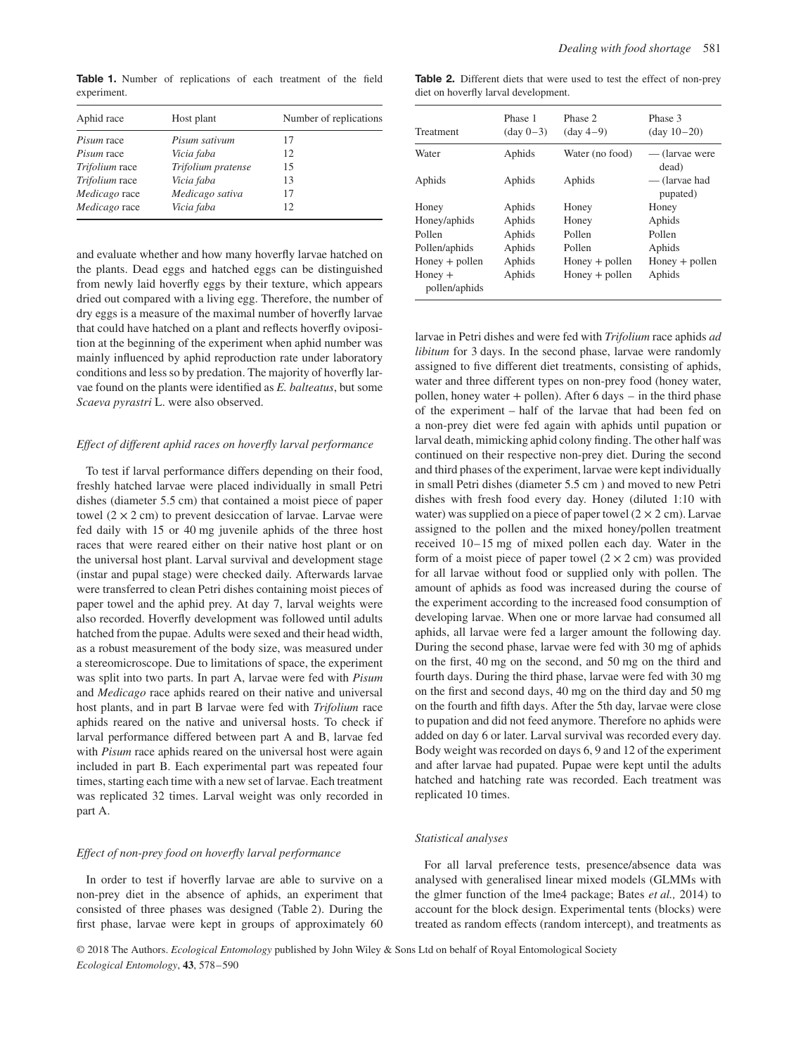**Table 1.** Number of replications of each treatment of the field experiment.

| Aphid race | Host plant | Number of replications |
|---|---|---|
| *Pisum* race | *Pisum sativum* | 17 |
| *Pisum* race | *Vicia faba* | 12 |
| *Trifolium* race | *Trifolium pratense* | 15 |
| *Trifolium* race | *Vicia faba* | 13 |
| *Medicago* race | *Medicago sativa* | 17 |
| *Medicago* race | *Vicia faba* | 12 |

and evaluate whether and how many hoverfly larvae hatched on the plants. Dead eggs and hatched eggs can be distinguished from newly laid hoverfly eggs by their texture, which appears dried out compared with a living egg. Therefore, the number of dry eggs is a measure of the maximal number of hoverfly larvae that could have hatched on a plant and reflects hoverfly oviposition at the beginning of the experiment when aphid number was mainly influenced by aphid reproduction rate under laboratory conditions and less so by predation. The majority of hoverfly larvae found on the plants were identified as *E. balteatus*, but some *Scaeva pyrastri* L. were also observed.

### *Effect of different aphid races on hoverfly larval performance*

To test if larval performance differs depending on their food, freshly hatched larvae were placed individually in small Petri dishes (diameter 5.5 cm) that contained a moist piece of paper towel (2 × 2 cm) to prevent desiccation of larvae. Larvae were fed daily with 15 or 40 mg juvenile aphids of the three host races that were reared either on their native host plant or on the universal host plant. Larval survival and development stage (instar and pupal stage) were checked daily. Afterwards larvae were transferred to clean Petri dishes containing moist pieces of paper towel and the aphid prey. At day 7, larval weights were also recorded. Hoverfly development was followed until adults hatched from the pupae. Adults were sexed and their head width, as a robust measurement of the body size, was measured under a stereomicroscope. Due to limitations of space, the experiment was split into two parts. In part A, larvae were fed with *Pisum* and *Medicago* race aphids reared on their native and universal host plants, and in part B larvae were fed with *Trifolium* race aphids reared on the native and universal hosts. To check if larval performance differed between part A and B, larvae fed with *Pisum* race aphids reared on the universal host were again included in part B. Each experimental part was repeated four times, starting each time with a new set of larvae. Each treatment was replicated 32 times. Larval weight was only recorded in part A.

### *Effect of non-prey food on hoverfly larval performance*

In order to test if hoverfly larvae are able to survive on a non-prey diet in the absence of aphids, an experiment that consisted of three phases was designed (Table 2). During the first phase, larvae were kept in groups of approximately 60 larvae in Petri dishes and were fed with *Trifolium* race aphids *ad libitum* for 3 days. In the second phase, larvae were randomly assigned to five different diet treatments, consisting of aphids, water and three different types on non-prey food (honey water, pollen, honey water + pollen). After 6 days – in the third phase of the experiment – half of the larvae that had been fed on a non-prey diet were fed again with aphids until pupation or larval death, mimicking aphid colony finding. The other half was continued on their respective non-prey diet. During the second and third phases of the experiment, larvae were kept individually in small Petri dishes (diameter 5.5 cm ) and moved to new Petri dishes with fresh food every day. Honey (diluted 1:10 with water) was supplied on a piece of paper towel (2 × 2 cm). Larvae assigned to the pollen and the mixed honey/pollen treatment received 10–15 mg of mixed pollen each day. Water in the form of a moist piece of paper towel (2 × 2 cm) was provided for all larvae without food or supplied only with pollen. The amount of aphids as food was increased during the course of the experiment according to the increased food consumption of developing larvae. When one or more larvae had consumed all aphids, all larvae were fed a larger amount the following day. During the second phase, larvae were fed with 30 mg of aphids on the first, 40 mg on the second, and 50 mg on the third and fourth days. During the third phase, larvae were fed with 30 mg on the first and second days, 40 mg on the third day and 50 mg on the fourth and fifth days. After the 5th day, larvae were close to pupation and did not feed anymore. Therefore no aphids were added on day 6 or later. Larval survival was recorded every day. Body weight was recorded on days 6, 9 and 12 of the experiment and after larvae had pupated. Pupae were kept until the adults hatched and hatching rate was recorded. Each treatment was replicated 10 times.

**Table 2.** Different diets that were used to test the effect of non-prey diet on hoverfly larval development.

| Treatment | Phase 1 (day 0–3) | Phase 2 (day 4–9) | Phase 3 (day 10–20) |
|---|---|---|---|
| Water | Aphids | Water (no food) | — (larvae were dead) |
| Aphids | Aphids | Aphids | — (larvae had pupated) |
| Honey | Aphids | Honey | Honey |
| Honey/aphids | Aphids | Honey | Aphids |
| Pollen | Aphids | Pollen | Pollen |
| Pollen/aphids | Aphids | Pollen | Aphids |
| Honey + pollen | Aphids | Honey + pollen | Honey + pollen |
| Honey + pollen/aphids | Aphids | Honey + pollen | Aphids |

### *Statistical analyses*

For all larval preference tests, presence/absence data was analysed with generalised linear mixed models (GLMMs with the glmer function of the lme4 package; Bates *et al.,* 2014) to account for the block design. Experimental tents (blocks) were treated as random effects (random intercept), and treatments as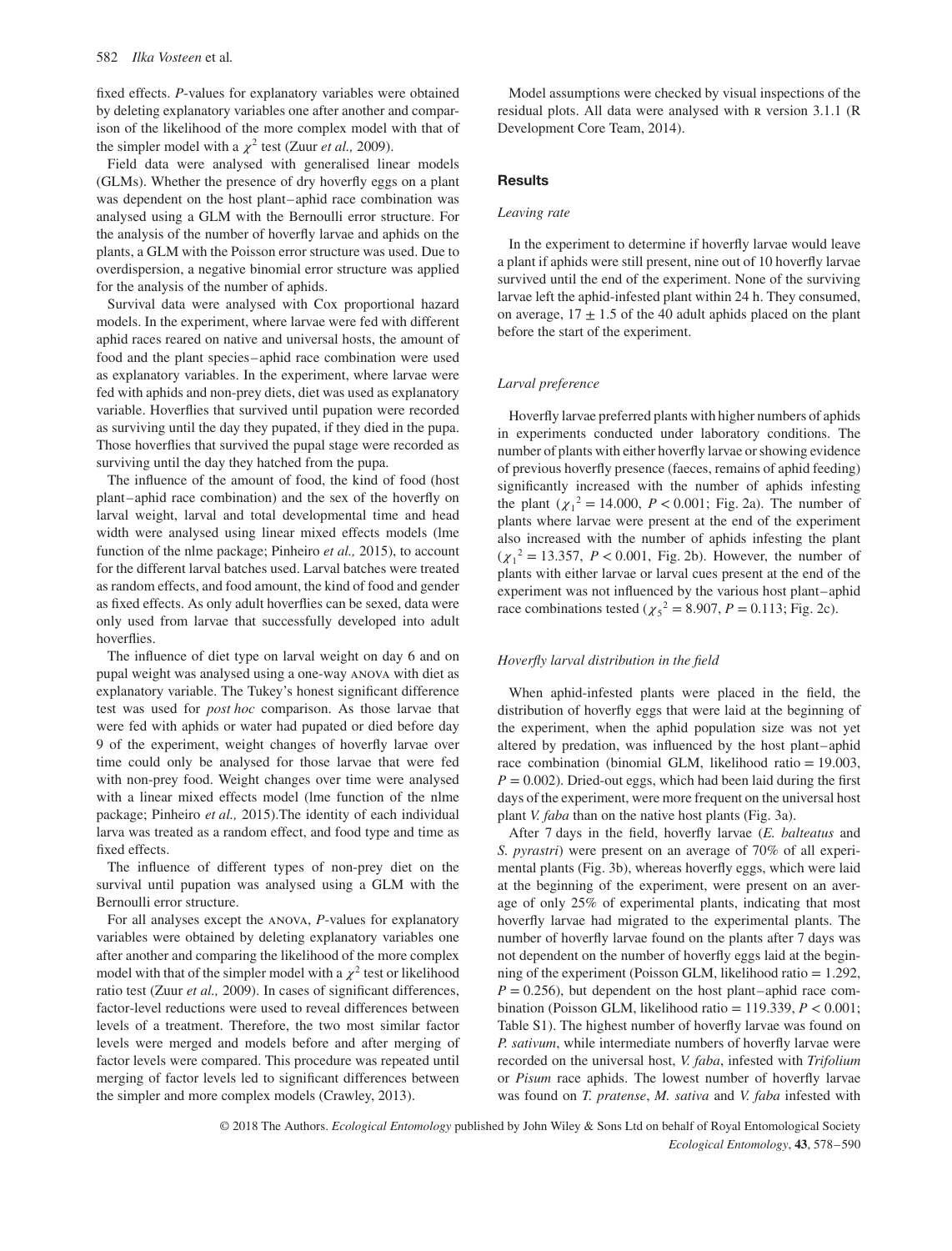fixed effects. *P*-values for explanatory variables were obtained by deleting explanatory variables one after another and comparison of the likelihood of the more complex model with that of the simpler model with a $\chi^2$ test (Zuur *et al.,* 2009).

Field data were analysed with generalised linear models (GLMs). Whether the presence of dry hoverfly eggs on a plant was dependent on the host plant–aphid race combination was analysed using a GLM with the Bernoulli error structure. For the analysis of the number of hoverfly larvae and aphids on the plants, a GLM with the Poisson error structure was used. Due to overdispersion, a negative binomial error structure was applied for the analysis of the number of aphids.

Survival data were analysed with Cox proportional hazard models. In the experiment, where larvae were fed with different aphid races reared on native and universal hosts, the amount of food and the plant species–aphid race combination were used as explanatory variables. In the experiment, where larvae were fed with aphids and non-prey diets, diet was used as explanatory variable. Hoverflies that survived until pupation were recorded as surviving until the day they pupated, if they died in the pupa. Those hoverflies that survived the pupal stage were recorded as surviving until the day they hatched from the pupa.

The influence of the amount of food, the kind of food (host plant–aphid race combination) and the sex of the hoverfly on larval weight, larval and total developmental time and head width were analysed using linear mixed effects models (lme function of the nlme package; Pinheiro *et al.,* 2015), to account for the different larval batches used. Larval batches were treated as random effects, and food amount, the kind of food and gender as fixed effects. As only adult hoverflies can be sexed, data were only used from larvae that successfully developed into adult hoverflies.

The influence of diet type on larval weight on day 6 and on pupal weight was analysed using a one-way ANOVA with diet as explanatory variable. The Tukey's honest significant difference test was used for *post hoc* comparison. As those larvae that were fed with aphids or water had pupated or died before day 9 of the experiment, weight changes of hoverfly larvae over time could only be analysed for those larvae that were fed with non-prey food. Weight changes over time were analysed with a linear mixed effects model (lme function of the nlme package; Pinheiro *et al.,* 2015).The identity of each individual larva was treated as a random effect, and food type and time as fixed effects.

The influence of different types of non-prey diet on the survival until pupation was analysed using a GLM with the Bernoulli error structure.

For all analyses except the ANOVA, *P*-values for explanatory variables were obtained by deleting explanatory variables one after another and comparing the likelihood of the more complex model with that of the simpler model with a $\chi^2$ test or likelihood ratio test (Zuur *et al.,* 2009). In cases of significant differences, factor-level reductions were used to reveal differences between levels of a treatment. Therefore, the two most similar factor levels were merged and models before and after merging of factor levels were compared. This procedure was repeated until merging of factor levels led to significant differences between the simpler and more complex models (Crawley, 2013).

Model assumptions were checked by visual inspections of the residual plots. All data were analysed with R version 3.1.1 (R Development Core Team, 2014).

## Results

### *Leaving rate*

In the experiment to determine if hoverfly larvae would leave a plant if aphids were still present, nine out of 10 hoverfly larvae survived until the end of the experiment. None of the surviving larvae left the aphid-infested plant within 24 h. They consumed, on average, $17 \pm 1.5$ of the 40 adult aphids placed on the plant before the start of the experiment.

### *Larval preference*

Hoverfly larvae preferred plants with higher numbers of aphids in experiments conducted under laboratory conditions. The number of plants with either hoverfly larvae or showing evidence of previous hoverfly presence (faeces, remains of aphid feeding) significantly increased with the number of aphids infesting the plant ($\chi_1^2 = 14.000$, $P < 0.001$; Fig. 2a). The number of plants where larvae were present at the end of the experiment also increased with the number of aphids infesting the plant ($\chi_1^2 = 13.357$, $P < 0.001$, Fig. 2b). However, the number of plants with either larvae or larval cues present at the end of the experiment was not influenced by the various host plant–aphid race combinations tested ($\chi_5^2 = 8.907$, $P = 0.113$; Fig. 2c).

### *Hoverfly larval distribution in the field*

When aphid-infested plants were placed in the field, the distribution of hoverfly eggs that were laid at the beginning of the experiment, when the aphid population size was not yet altered by predation, was influenced by the host plant–aphid race combination (binomial GLM, likelihood ratio = 19.003, $P = 0.002$). Dried-out eggs, which had been laid during the first days of the experiment, were more frequent on the universal host plant *V. faba* than on the native host plants (Fig. 3a).

After 7 days in the field, hoverfly larvae (*E. balteatus* and *S. pyrastri*) were present on an average of 70% of all experimental plants (Fig. 3b), whereas hoverfly eggs, which were laid at the beginning of the experiment, were present on an average of only 25% of experimental plants, indicating that most hoverfly larvae had migrated to the experimental plants. The number of hoverfly larvae found on the plants after 7 days was not dependent on the number of hoverfly eggs laid at the beginning of the experiment (Poisson GLM, likelihood ratio = 1.292, $P = 0.256$), but dependent on the host plant–aphid race combination (Poisson GLM, likelihood ratio = 119.339, $P < 0.001$; Table S1). The highest number of hoverfly larvae was found on *P. sativum*, while intermediate numbers of hoverfly larvae were recorded on the universal host, *V. faba*, infested with *Trifolium* or *Pisum* race aphids. The lowest number of hoverfly larvae was found on *T. pratense*, *M. sativa* and *V. faba* infested with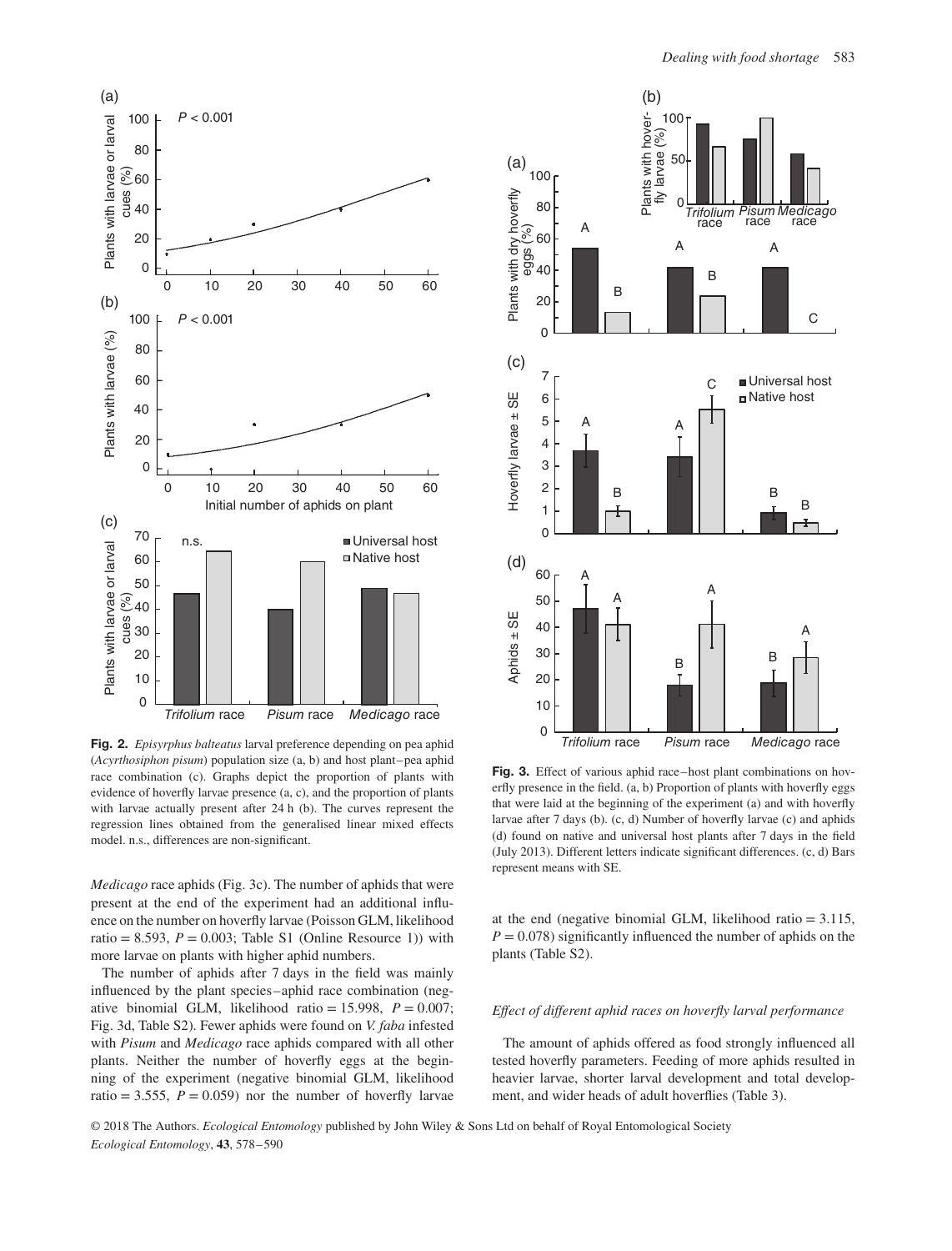**Fig. 2.** *Episyrphus balteatus* larval preference depending on pea aphid (*Acyrthosiphon pisum*) population size (a, b) and host plant–pea aphid race combination (c). Graphs depict the proportion of plants with evidence of hoverfly larvae presence (a, c), and the proportion of plants with larvae actually present after 24 h (b). The curves represent the regression lines obtained from the generalised linear mixed effects model. n.s., differences are non-significant.

**Fig. 3.** Effect of various aphid race–host plant combinations on hoverfly presence in the field. (a, b) Proportion of plants with hoverfly eggs that were laid at the beginning of the experiment (a) and with hoverfly larvae after 7 days (b). (c, d) Number of hoverfly larvae (c) and aphids (d) found on native and universal host plants after 7 days in the field (July 2013). Different letters indicate significant differences. (c, d) Bars represent means with SE.

*Medicago* race aphids (Fig. 3c). The number of aphids that were present at the end of the experiment had an additional influence on the number on hoverfly larvae (Poisson GLM, likelihood ratio = 8.593, $P = 0.003$; Table S1 (Online Resource 1)) with more larvae on plants with higher aphid numbers.

The number of aphids after 7 days in the field was mainly influenced by the plant species–aphid race combination (negative binomial GLM, likelihood ratio = 15.998, $P = 0.007$; Fig. 3d, Table S2). Fewer aphids were found on *V. faba* infested with *Pisum* and *Medicago* race aphids compared with all other plants. Neither the number of hoverfly eggs at the beginning of the experiment (negative binomial GLM, likelihood ratio = 3.555, $P = 0.059$) nor the number of hoverfly larvae at the end (negative binomial GLM, likelihood ratio = 3.115, $P = 0.078$) significantly influenced the number of aphids on the plants (Table S2).

### *Effect of different aphid races on hoverfly larval performance*

The amount of aphids offered as food strongly influenced all tested hoverfly parameters. Feeding of more aphids resulted in heavier larvae, shorter larval development and total development, and wider heads of adult hoverflies (Table 3).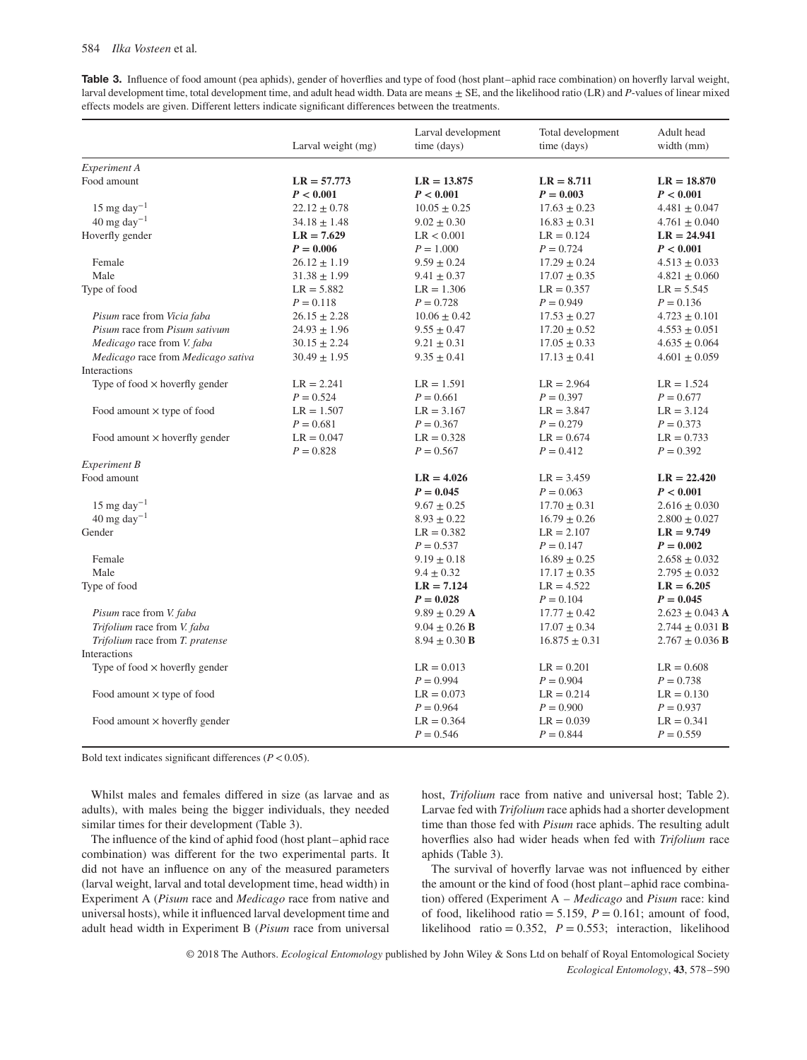**Table 3.** Influence of food amount (pea aphids), gender of hoverflies and type of food (host plant–aphid race combination) on hoverfly larval weight, larval development time, total development time, and adult head width. Data are means ± SE, and the likelihood ratio (LR) and *P*-values of linear mixed effects models are given. Different letters indicate significant differences between the treatments.

| | Larval weight (mg) | Larval development time (days) | Total development time (days) | Adult head width (mm) |
|---|---|---|---|---|
| *Experiment A* | | | | |
| Food amount | **LR = 57.773** | **LR = 13.875** | **LR = 8.711** | **LR = 18.870** |
| | ***P* < 0.001** | ***P* < 0.001** | ***P* = 0.003** | ***P* < 0.001** |
| 15 mg day$^{-1}$ | 22.12 ± 0.78 | 10.05 ± 0.25 | 17.63 ± 0.23 | 4.481 ± 0.047 |
| 40 mg day$^{-1}$ | 34.18 ± 1.48 | 9.02 ± 0.30 | 16.83 ± 0.31 | 4.761 ± 0.040 |
| Hoverfly gender | **LR = 7.629** | LR < 0.001 | LR = 0.124 | **LR = 24.941** |
| | ***P* = 0.006** | *P* = 1.000 | *P* = 0.724 | ***P* < 0.001** |
| Female | 26.12 ± 1.19 | 9.59 ± 0.24 | 17.29 ± 0.24 | 4.513 ± 0.033 |
| Male | 31.38 ± 1.99 | 9.41 ± 0.37 | 17.07 ± 0.35 | 4.821 ± 0.060 |
| Type of food | LR = 5.882 | LR = 1.306 | LR = 0.357 | LR = 5.545 |
| | *P* = 0.118 | *P* = 0.728 | *P* = 0.949 | *P* = 0.136 |
| *Pisum* race from *Vicia faba* | 26.15 ± 2.28 | 10.06 ± 0.42 | 17.53 ± 0.27 | 4.723 ± 0.101 |
| *Pisum* race from *Pisum sativum* | 24.93 ± 1.96 | 9.55 ± 0.47 | 17.20 ± 0.52 | 4.553 ± 0.051 |
| *Medicago* race from *V. faba* | 30.15 ± 2.24 | 9.21 ± 0.31 | 17.05 ± 0.33 | 4.635 ± 0.064 |
| *Medicago* race from *Medicago sativa* | 30.49 ± 1.95 | 9.35 ± 0.41 | 17.13 ± 0.41 | 4.601 ± 0.059 |
| Interactions | | | | |
| Type of food × hoverfly gender | LR = 2.241 | LR = 1.591 | LR = 2.964 | LR = 1.524 |
| | *P* = 0.524 | *P* = 0.661 | *P* = 0.397 | *P* = 0.677 |
| Food amount × type of food | LR = 1.507 | LR = 3.167 | LR = 3.847 | LR = 3.124 |
| | *P* = 0.681 | *P* = 0.367 | *P* = 0.279 | *P* = 0.373 |
| Food amount × hoverfly gender | LR = 0.047 | LR = 0.328 | LR = 0.674 | LR = 0.733 |
| | *P* = 0.828 | *P* = 0.567 | *P* = 0.412 | *P* = 0.392 |
| *Experiment B* | | | | |
| Food amount | | **LR = 4.026** | LR = 3.459 | **LR = 22.420** |
| | | ***P* = 0.045** | *P* = 0.063 | ***P* < 0.001** |
| 15 mg day$^{-1}$ | | 9.67 ± 0.25 | 17.70 ± 0.31 | 2.616 ± 0.030 |
| 40 mg day$^{-1}$ | | 8.93 ± 0.22 | 16.79 ± 0.26 | 2.800 ± 0.027 |
| Gender | | LR = 0.382 | LR = 2.107 | **LR = 9.749** |
| | | *P* = 0.537 | *P* = 0.147 | ***P* = 0.002** |
| Female | | 9.19 ± 0.18 | 16.89 ± 0.25 | 2.658 ± 0.032 |
| Male | | 9.4 ± 0.32 | 17.17 ± 0.35 | 2.795 ± 0.032 |
| Type of food | | **LR = 7.124** | LR = 4.522 | **LR = 6.205** |
| | | ***P* = 0.028** | *P* = 0.104 | ***P* = 0.045** |
| *Pisum* race from *V. faba* | | 9.89 ± 0.29 **A** | 17.77 ± 0.42 | 2.623 ± 0.043 **A** |
| *Trifolium* race from *V. faba* | | 9.04 ± 0.26 **B** | 17.07 ± 0.34 | 2.744 ± 0.031 **B** |
| *Trifolium* race from *T. pratense* | | 8.94 ± 0.30 **B** | 16.875 ± 0.31 | 2.767 ± 0.036 **B** |
| Interactions | | | | |
| Type of food × hoverfly gender | | LR = 0.013 | LR = 0.201 | LR = 0.608 |
| | | *P* = 0.994 | *P* = 0.904 | *P* = 0.738 |
| Food amount × type of food | | LR = 0.073 | LR = 0.214 | LR = 0.130 |
| | | *P* = 0.964 | *P* = 0.900 | *P* = 0.937 |
| Food amount × hoverfly gender | | LR = 0.364 | LR = 0.039 | LR = 0.341 |
| | | *P* = 0.546 | *P* = 0.844 | *P* = 0.559 |

Bold text indicates significant differences ($P < 0.05$).

Whilst males and females differed in size (as larvae and as adults), with males being the bigger individuals, they needed similar times for their development (Table 3).

The influence of the kind of aphid food (host plant–aphid race combination) was different for the two experimental parts. It did not have an influence on any of the measured parameters (larval weight, larval and total development time, head width) in Experiment A (*Pisum* race and *Medicago* race from native and universal hosts), while it influenced larval development time and adult head width in Experiment B (*Pisum* race from universal host, *Trifolium* race from native and universal host; Table 2). Larvae fed with *Trifolium* race aphids had a shorter development time than those fed with *Pisum* race aphids. The resulting adult hoverflies also had wider heads when fed with *Trifolium* race aphids (Table 3).

The survival of hoverfly larvae was not influenced by either the amount or the kind of food (host plant–aphid race combination) offered (Experiment A – *Medicago* and *Pisum* race: kind of food, likelihood ratio = 5.159, $P = 0.161$; amount of food, likelihood ratio = 0.352, $P = 0.553$; interaction, likelihood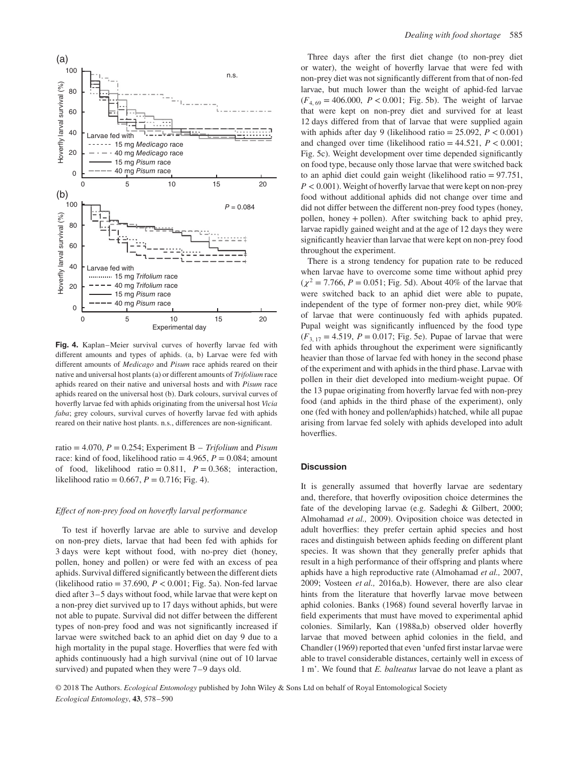Fig. 4. Kaplan–Meier survival curves of hoverfly larvae fed with different amounts and types of aphids. (a, b) Larvae were fed with different amounts of *Medicago* and *Pisum* race aphids reared on their native and universal host plants (a) or different amounts of *Trifolium* race aphids reared on their native and universal hosts and with *Pisum* race aphids reared on the universal host (b). Dark colours, survival curves of hoverfly larvae fed with aphids originating from the universal host *Vicia faba*; grey colours, survival curves of hoverfly larvae fed with aphids reared on their native host plants. n.s., differences are non-significant.

ratio = 4.070, $P = 0.254$; Experiment B – *Trifolium* and *Pisum* race: kind of food, likelihood ratio = 4.965, $P = 0.084$; amount of food, likelihood ratio = 0.811, $P = 0.368$; interaction, likelihood ratio = 0.667, $P = 0.716$; Fig. 4).

### *Effect of non-prey food on hoverfly larval performance*

To test if hoverfly larvae are able to survive and develop on non-prey diets, larvae that had been fed with aphids for 3 days were kept without food, with no-prey diet (honey, pollen, honey and pollen) or were fed with an excess of pea aphids. Survival differed significantly between the different diets (likelihood ratio = 37.690, $P < 0.001$; Fig. 5a). Non-fed larvae died after 3–5 days without food, while larvae that were kept on a non-prey diet survived up to 17 days without aphids, but were not able to pupate. Survival did not differ between the different types of non-prey food and was not significantly increased if larvae were switched back to an aphid diet on day 9 due to a high mortality in the pupal stage. Hoverflies that were fed with aphids continuously had a high survival (nine out of 10 larvae survived) and pupated when they were 7–9 days old.

Three days after the first diet change (to non-prey diet or water), the weight of hoverfly larvae that were fed with non-prey diet was not significantly different from that of non-fed larvae, but much lower than the weight of aphid-fed larvae ($F_{4,69} = 406.000$, $P < 0.001$; Fig. 5b). The weight of larvae that were kept on non-prey diet and survived for at least 12 days differed from that of larvae that were supplied again with aphids after day 9 (likelihood ratio = 25.092, $P < 0.001$) and changed over time (likelihood ratio = 44.521, $P < 0.001$; Fig. 5c). Weight development over time depended significantly on food type, because only those larvae that were switched back to an aphid diet could gain weight (likelihood ratio = 97.751, $P < 0.001$). Weight of hoverfly larvae that were kept on non-prey food without additional aphids did not change over time and did not differ between the different non-prey food types (honey, pollen, honey + pollen). After switching back to aphid prey, larvae rapidly gained weight and at the age of 12 days they were significantly heavier than larvae that were kept on non-prey food throughout the experiment.

There is a strong tendency for pupation rate to be reduced when larvae have to overcome some time without aphid prey ($\chi^2 = 7.766$, $P = 0.051$; Fig. 5d). About 40% of the larvae that were switched back to an aphid diet were able to pupate, independent of the type of former non-prey diet, while 90% of larvae that were continuously fed with aphids pupated. Pupal weight was significantly influenced by the food type ($F_{3,17} = 4.519$, $P = 0.017$; Fig. 5e). Pupae of larvae that were fed with aphids throughout the experiment were significantly heavier than those of larvae fed with honey in the second phase of the experiment and with aphids in the third phase. Larvae with pollen in their diet developed into medium-weight pupae. Of the 13 pupae originating from hoverfly larvae fed with non-prey food (and aphids in the third phase of the experiment), only one (fed with honey and pollen/aphids) hatched, while all pupae arising from larvae fed solely with aphids developed into adult hoverflies.

## Discussion

It is generally assumed that hoverfly larvae are sedentary and, therefore, that hoverfly oviposition choice determines the fate of the developing larvae (e.g. Sadeghi & Gilbert, 2000; Almohamad *et al.,* 2009). Oviposition choice was detected in adult hoverflies: they prefer certain aphid species and host races and distinguish between aphids feeding on different plant species. It was shown that they generally prefer aphids that result in a high performance of their offspring and plants where aphids have a high reproductive rate (Almohamad *et al.,* 2007, 2009; Vosteen *et al.,* 2016a,b). However, there are also clear hints from the literature that hoverfly larvae move between aphid colonies. Banks (1968) found several hoverfly larvae in field experiments that must have moved to experimental aphid colonies. Similarly, Kan (1988a,b) observed older hoverfly larvae that moved between aphid colonies in the field, and Chandler (1969) reported that even 'unfed first instar larvae were able to travel considerable distances, certainly well in excess of 1 m'. We found that *E. balteatus* larvae do not leave a plant as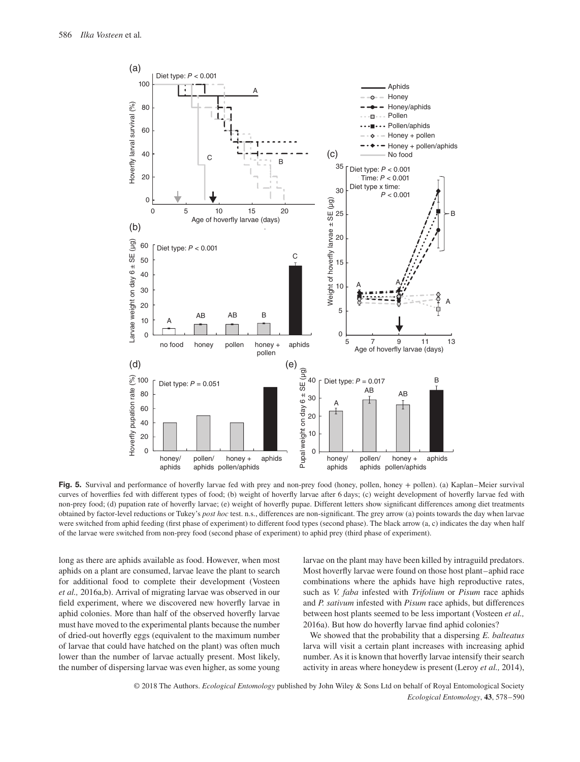**Fig. 5.** Survival and performance of hoverfly larvae fed with prey and non-prey food (honey, pollen, honey + pollen). (a) Kaplan–Meier survival curves of hoverflies fed with different types of food; (b) weight of hoverfly larvae after 6 days; (c) weight development of hoverfly larvae fed with non-prey food; (d) pupation rate of hoverfly larvae; (e) weight of hoverfly pupae. Different letters show significant differences among diet treatments obtained by factor-level reductions or Tukey's *post hoc* test. n.s., differences are non-significant. The grey arrow (a) points towards the day when larvae were switched from aphid feeding (first phase of experiment) to different food types (second phase). The black arrow (a, c) indicates the day when half of the larvae were switched from non-prey food (second phase of experiment) to aphid prey (third phase of experiment).

long as there are aphids available as food. However, when most aphids on a plant are consumed, larvae leave the plant to search for additional food to complete their development (Vosteen *et al.,* 2016a,b). Arrival of migrating larvae was observed in our field experiment, where we discovered new hoverfly larvae in aphid colonies. More than half of the observed hoverfly larvae must have moved to the experimental plants because the number of dried-out hoverfly eggs (equivalent to the maximum number of larvae that could have hatched on the plant) was often much lower than the number of larvae actually present. Most likely, the number of dispersing larvae was even higher, as some young larvae on the plant may have been killed by intraguild predators. Most hoverfly larvae were found on those host plant–aphid race combinations where the aphids have high reproductive rates, such as *V. faba* infested with *Trifolium* or *Pisum* race aphids and *P. sativum* infested with *Pisum* race aphids, but differences between host plants seemed to be less important (Vosteen *et al.,* 2016a). But how do hoverfly larvae find aphid colonies?

We showed that the probability that a dispersing *E. balteatus* larva will visit a certain plant increases with increasing aphid number. As it is known that hoverfly larvae intensify their search activity in areas where honeydew is present (Leroy *et al.,* 2014),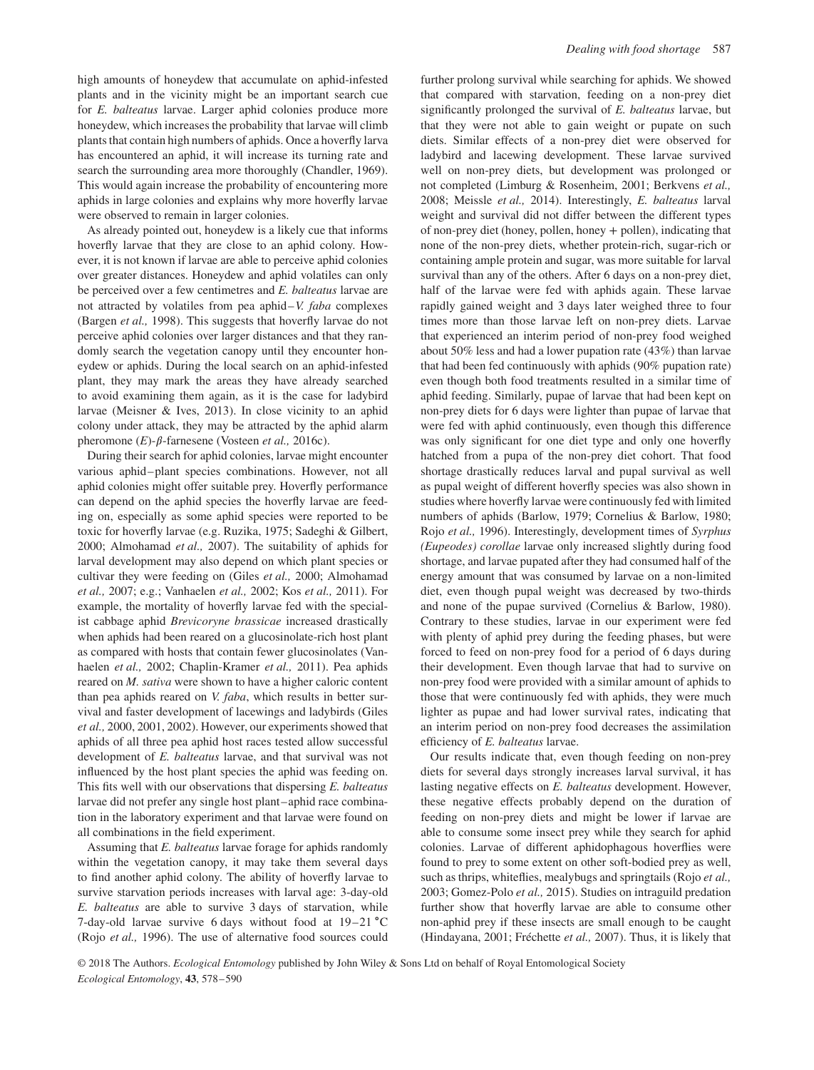high amounts of honeydew that accumulate on aphid-infested plants and in the vicinity might be an important search cue for *E. balteatus* larvae. Larger aphid colonies produce more honeydew, which increases the probability that larvae will climb plants that contain high numbers of aphids. Once a hoverfly larva has encountered an aphid, it will increase its turning rate and search the surrounding area more thoroughly (Chandler, 1969). This would again increase the probability of encountering more aphids in large colonies and explains why more hoverfly larvae were observed to remain in larger colonies.

As already pointed out, honeydew is a likely cue that informs hoverfly larvae that they are close to an aphid colony. However, it is not known if larvae are able to perceive aphid colonies over greater distances. Honeydew and aphid volatiles can only be perceived over a few centimetres and *E. balteatus* larvae are not attracted by volatiles from pea aphid–*V. faba* complexes (Bargen *et al.,* 1998). This suggests that hoverfly larvae do not perceive aphid colonies over larger distances and that they randomly search the vegetation canopy until they encounter honeydew or aphids. During the local search on an aphid-infested plant, they may mark the areas they have already searched to avoid examining them again, as it is the case for ladybird larvae (Meisner & Ives, 2013). In close vicinity to an aphid colony under attack, they may be attracted by the aphid alarm pheromone (*E*)-*β*-farnesene (Vosteen *et al.,* 2016c).

During their search for aphid colonies, larvae might encounter various aphid–plant species combinations. However, not all aphid colonies might offer suitable prey. Hoverfly performance can depend on the aphid species the hoverfly larvae are feeding on, especially as some aphid species were reported to be toxic for hoverfly larvae (e.g. Ruzika, 1975; Sadeghi & Gilbert, 2000; Almohamad *et al.,* 2007). The suitability of aphids for larval development may also depend on which plant species or cultivar they were feeding on (Giles *et al.,* 2000; Almohamad *et al.,* 2007; e.g.; Vanhaelen *et al.,* 2002; Kos *et al.,* 2011). For example, the mortality of hoverfly larvae fed with the specialist cabbage aphid *Brevicoryne brassicae* increased drastically when aphids had been reared on a glucosinolate-rich host plant as compared with hosts that contain fewer glucosinolates (Vanhaelen *et al.,* 2002; Chaplin-Kramer *et al.,* 2011). Pea aphids reared on *M. sativa* were shown to have a higher caloric content than pea aphids reared on *V. faba*, which results in better survival and faster development of lacewings and ladybirds (Giles *et al.,* 2000, 2001, 2002). However, our experiments showed that aphids of all three pea aphid host races tested allow successful development of *E. balteatus* larvae, and that survival was not influenced by the host plant species the aphid was feeding on. This fits well with our observations that dispersing *E. balteatus* larvae did not prefer any single host plant–aphid race combination in the laboratory experiment and that larvae were found on all combinations in the field experiment.

Assuming that *E. balteatus* larvae forage for aphids randomly within the vegetation canopy, it may take them several days to find another aphid colony. The ability of hoverfly larvae to survive starvation periods increases with larval age: 3-day-old *E. balteatus* are able to survive 3 days of starvation, while 7-day-old larvae survive 6 days without food at 19–21 °C (Rojo *et al.,* 1996). The use of alternative food sources could further prolong survival while searching for aphids. We showed that compared with starvation, feeding on a non-prey diet significantly prolonged the survival of *E. balteatus* larvae, but that they were not able to gain weight or pupate on such diets. Similar effects of a non-prey diet were observed for ladybird and lacewing development. These larvae survived well on non-prey diets, but development was prolonged or not completed (Limburg & Rosenheim, 2001; Berkvens *et al.,* 2008; Meissle *et al.,* 2014). Interestingly, *E. balteatus* larval weight and survival did not differ between the different types of non-prey diet (honey, pollen, honey + pollen), indicating that none of the non-prey diets, whether protein-rich, sugar-rich or containing ample protein and sugar, was more suitable for larval survival than any of the others. After 6 days on a non-prey diet, half of the larvae were fed with aphids again. These larvae rapidly gained weight and 3 days later weighed three to four times more than those larvae left on non-prey diets. Larvae that experienced an interim period of non-prey food weighed about 50% less and had a lower pupation rate (43%) than larvae that had been fed continuously with aphids (90% pupation rate) even though both food treatments resulted in a similar time of aphid feeding. Similarly, pupae of larvae that had been kept on non-prey diets for 6 days were lighter than pupae of larvae that were fed with aphid continuously, even though this difference was only significant for one diet type and only one hoverfly hatched from a pupa of the non-prey diet cohort. That food shortage drastically reduces larval and pupal survival as well as pupal weight of different hoverfly species was also shown in studies where hoverfly larvae were continuously fed with limited numbers of aphids (Barlow, 1979; Cornelius & Barlow, 1980; Rojo *et al.,* 1996). Interestingly, development times of *Syrphus (Eupeodes) corollae* larvae only increased slightly during food shortage, and larvae pupated after they had consumed half of the energy amount that was consumed by larvae on a non-limited diet, even though pupal weight was decreased by two-thirds and none of the pupae survived (Cornelius & Barlow, 1980). Contrary to these studies, larvae in our experiment were fed with plenty of aphid prey during the feeding phases, but were forced to feed on non-prey food for a period of 6 days during their development. Even though larvae that had to survive on non-prey food were provided with a similar amount of aphids to those that were continuously fed with aphids, they were much lighter as pupae and had lower survival rates, indicating that an interim period on non-prey food decreases the assimilation efficiency of *E. balteatus* larvae.

Our results indicate that, even though feeding on non-prey diets for several days strongly increases larval survival, it has lasting negative effects on *E. balteatus* development. However, these negative effects probably depend on the duration of feeding on non-prey diets and might be lower if larvae are able to consume some insect prey while they search for aphid colonies. Larvae of different aphidophagous hoverflies were found to prey to some extent on other soft-bodied prey as well, such as thrips, whiteflies, mealybugs and springtails (Rojo *et al.,* 2003; Gomez-Polo *et al.,* 2015). Studies on intraguild predation further show that hoverfly larvae are able to consume other non-aphid prey if these insects are small enough to be caught (Hindayana, 2001; Fréchette *et al.,* 2007). Thus, it is likely that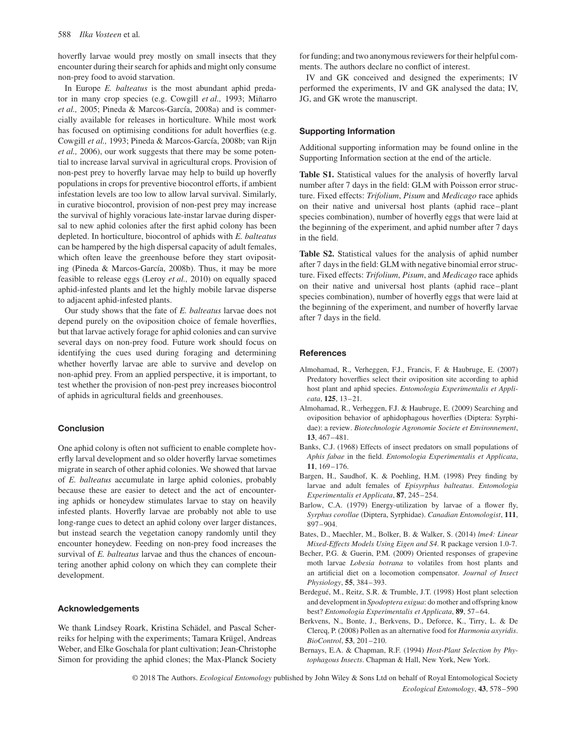hoverfly larvae would prey mostly on small insects that they encounter during their search for aphids and might only consume non-prey food to avoid starvation.

In Europe *E. balteatus* is the most abundant aphid predator in many crop species (e.g. Cowgill *et al.,* 1993; Miñarro *et al.,* 2005; Pineda & Marcos-García, 2008a) and is commercially available for releases in horticulture. While most work has focused on optimising conditions for adult hoverflies (e.g. Cowgill *et al.,* 1993; Pineda & Marcos-García, 2008b; van Rijn *et al.,* 2006), our work suggests that there may be some potential to increase larval survival in agricultural crops. Provision of non-pest prey to hoverfly larvae may help to build up hoverfly populations in crops for preventive biocontrol efforts, if ambient infestation levels are too low to allow larval survival. Similarly, in curative biocontrol, provision of non-pest prey may increase the survival of highly voracious late-instar larvae during dispersal to new aphid colonies after the first aphid colony has been depleted. In horticulture, biocontrol of aphids with *E. balteatus* can be hampered by the high dispersal capacity of adult females, which often leave the greenhouse before they start ovipositing (Pineda & Marcos-García, 2008b). Thus, it may be more feasible to release eggs (Leroy *et al.,* 2010) on equally spaced aphid-infested plants and let the highly mobile larvae disperse to adjacent aphid-infested plants.

Our study shows that the fate of *E. balteatus* larvae does not depend purely on the oviposition choice of female hoverflies, but that larvae actively forage for aphid colonies and can survive several days on non-prey food. Future work should focus on identifying the cues used during foraging and determining whether hoverfly larvae are able to survive and develop on non-aphid prey. From an applied perspective, it is important, to test whether the provision of non-pest prey increases biocontrol of aphids in agricultural fields and greenhouses.

## Conclusion

One aphid colony is often not sufficient to enable complete hoverfly larval development and so older hoverfly larvae sometimes migrate in search of other aphid colonies. We showed that larvae of *E. balteatus* accumulate in large aphid colonies, probably because these are easier to detect and the act of encountering aphids or honeydew stimulates larvae to stay on heavily infested plants. Hoverfly larvae are probably not able to use long-range cues to detect an aphid colony over larger distances, but instead search the vegetation canopy randomly until they encounter honeydew. Feeding on non-prey food increases the survival of *E. balteatus* larvae and thus the chances of encountering another aphid colony on which they can complete their development.

## Acknowledgements

We thank Lindsey Roark, Kristina Schädel, and Pascal Scherreiks for helping with the experiments; Tamara Krügel, Andreas Weber, and Elke Goschala for plant cultivation; Jean-Christophe Simon for providing the aphid clones; the Max-Planck Society for funding; and two anonymous reviewers for their helpful comments. The authors declare no conflict of interest.

IV and GK conceived and designed the experiments; IV performed the experiments, IV and GK analysed the data; IV, JG, and GK wrote the manuscript.

## Supporting Information

Additional supporting information may be found online in the Supporting Information section at the end of the article.

**Table S1.** Statistical values for the analysis of hoverfly larval number after 7 days in the field: GLM with Poisson error structure. Fixed effects: *Trifolium*, *Pisum* and *Medicago* race aphids on their native and universal host plants (aphid race–plant species combination), number of hoverfly eggs that were laid at the beginning of the experiment, and aphid number after 7 days in the field.

**Table S2.** Statistical values for the analysis of aphid number after 7 days in the field: GLM with negative binomial error structure. Fixed effects: *Trifolium*, *Pisum*, and *Medicago* race aphids on their native and universal host plants (aphid race–plant species combination), number of hoverfly eggs that were laid at the beginning of the experiment, and number of hoverfly larvae after 7 days in the field.

## References

Almohamad, R., Verheggen, F.J., Francis, F. & Haubruge, E. (2007) Predatory hoverflies select their oviposition site according to aphid host plant and aphid species. *Entomologia Experimentalis et Applicata*, **125**, 13–21.

Almohamad, R., Verheggen, F.J. & Haubruge, E. (2009) Searching and oviposition behavior of aphidophagous hoverflies (Diptera: Syrphidae): a review. *Biotechnologie Agronomie Societe et Environnement*, **13**, 467–481.

Banks, C.J. (1968) Effects of insect predators on small populations of *Aphis fabae* in the field. *Entomologia Experimentalis et Applicata*, **11**, 169–176.

Bargen, H., Saudhof, K. & Poehling, H.M. (1998) Prey finding by larvae and adult females of *Episyrphus balteatus*. *Entomologia Experimentalis et Applicata*, **87**, 245–254.

Barlow, C.A. (1979) Energy-utilization by larvae of a flower fly, *Syrphus corollae* (Diptera, Syrphidae). *Canadian Entomologist*, **111**, 897–904.

Bates, D., Maechler, M., Bolker, B. & Walker, S. (2014) *lme4: Linear Mixed-Effects Models Using Eigen and S4*. R package version 1.0-7.

Becher, P.G. & Guerin, P.M. (2009) Oriented responses of grapevine moth larvae *Lobesia botrana* to volatiles from host plants and an artificial diet on a locomotion compensator. *Journal of Insect Physiology*, **55**, 384–393.

Berdegué, M., Reitz, S.R. & Trumble, J.T. (1998) Host plant selection and development in *Spodoptera exigua*: do mother and offspring know best? *Entomologia Experimentalis et Applicata*, **89**, 57–64.

Berkvens, N., Bonte, J., Berkvens, D., Deforce, K., Tirry, L. & De Clercq, P. (2008) Pollen as an alternative food for *Harmonia axyridis*. *BioControl*, **53**, 201–210.

Bernays, E.A. & Chapman, R.F. (1994) *Host-Plant Selection by Phytophagous Insects*. Chapman & Hall, New York, New York.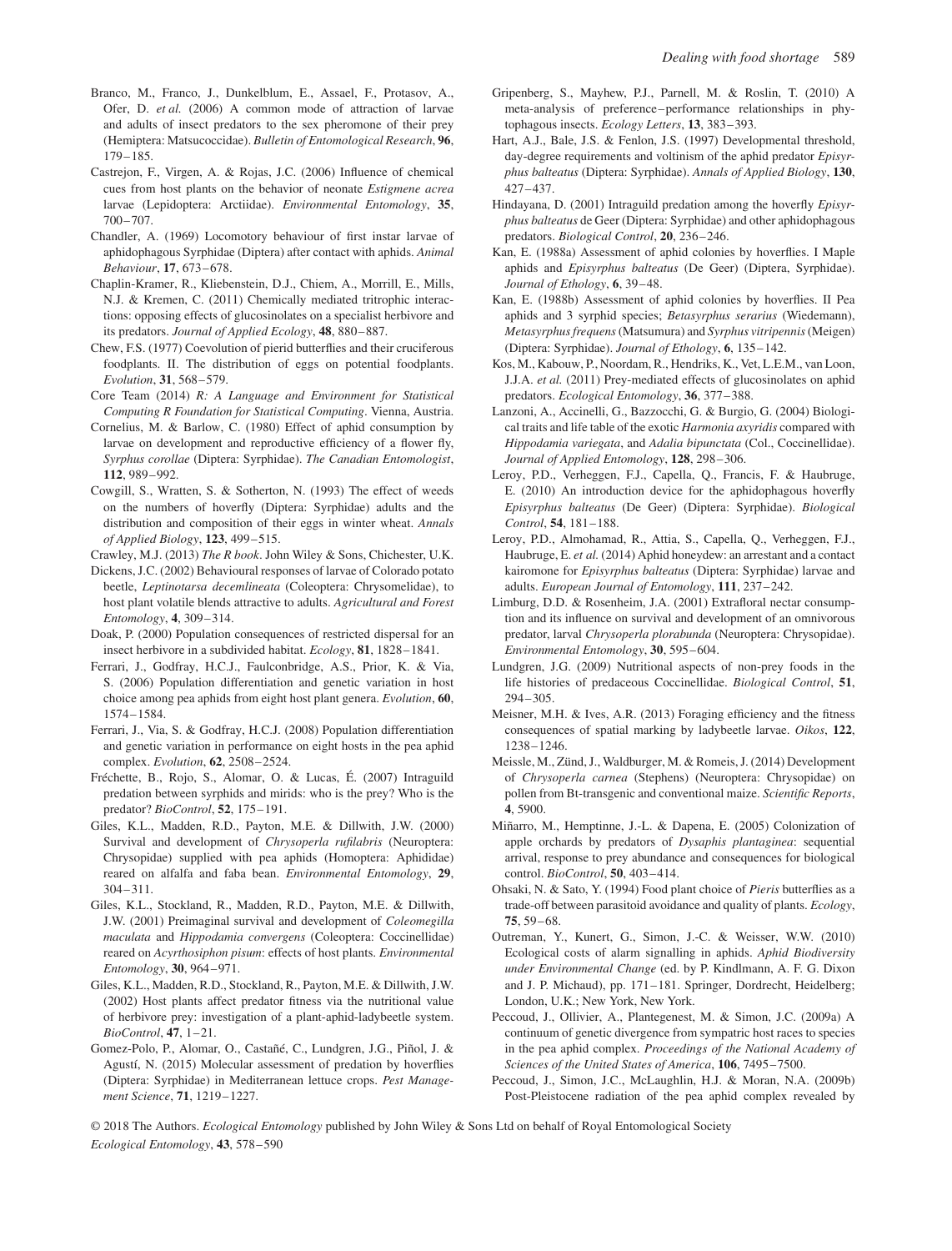Branco, M., Franco, J., Dunkelblum, E., Assael, F., Protasov, A., Ofer, D. *et al.* (2006) A common mode of attraction of larvae and adults of insect predators to the sex pheromone of their prey (Hemiptera: Matsucoccidae). *Bulletin of Entomological Research*, **96**, 179–185.

Castrejon, F., Virgen, A. & Rojas, J.C. (2006) Influence of chemical cues from host plants on the behavior of neonate *Estigmene acrea* larvae (Lepidoptera: Arctiidae). *Environmental Entomology*, **35**, 700–707.

Chandler, A. (1969) Locomotory behaviour of first instar larvae of aphidophagous Syrphidae (Diptera) after contact with aphids. *Animal Behaviour*, **17**, 673–678.

Chaplin-Kramer, R., Kliebenstein, D.J., Chiem, A., Morrill, E., Mills, N.J. & Kremen, C. (2011) Chemically mediated tritrophic interactions: opposing effects of glucosinolates on a specialist herbivore and its predators. *Journal of Applied Ecology*, **48**, 880–887.

Chew, F.S. (1977) Coevolution of pierid butterflies and their cruciferous foodplants. II. The distribution of eggs on potential foodplants. *Evolution*, **31**, 568–579.

Core Team (2014) *R: A Language and Environment for Statistical Computing R Foundation for Statistical Computing*. Vienna, Austria.

Cornelius, M. & Barlow, C. (1980) Effect of aphid consumption by larvae on development and reproductive efficiency of a flower fly, *Syrphus corollae* (Diptera: Syrphidae). *The Canadian Entomologist*, **112**, 989–992.

Cowgill, S., Wratten, S. & Sotherton, N. (1993) The effect of weeds on the numbers of hoverfly (Diptera: Syrphidae) adults and the distribution and composition of their eggs in winter wheat. *Annals of Applied Biology*, **123**, 499–515.

Crawley, M.J. (2013) *The R book*. John Wiley & Sons, Chichester, U.K.

Dickens, J.C. (2002) Behavioural responses of larvae of Colorado potato beetle, *Leptinotarsa decemlineata* (Coleoptera: Chrysomelidae), to host plant volatile blends attractive to adults. *Agricultural and Forest Entomology*, **4**, 309–314.

Doak, P. (2000) Population consequences of restricted dispersal for an insect herbivore in a subdivided habitat. *Ecology*, **81**, 1828–1841.

Ferrari, J., Godfray, H.C.J., Faulconbridge, A.S., Prior, K. & Via, S. (2006) Population differentiation and genetic variation in host choice among pea aphids from eight host plant genera. *Evolution*, **60**, 1574–1584.

Ferrari, J., Via, S. & Godfray, H.C.J. (2008) Population differentiation and genetic variation in performance on eight hosts in the pea aphid complex. *Evolution*, **62**, 2508–2524.

Fréchette, B., Rojo, S., Alomar, O. & Lucas, É. (2007) Intraguild predation between syrphids and mirids: who is the prey? Who is the predator? *BioControl*, **52**, 175–191.

Giles, K.L., Madden, R.D., Payton, M.E. & Dillwith, J.W. (2000) Survival and development of *Chrysoperla rufilabris* (Neuroptera: Chrysopidae) supplied with pea aphids (Homoptera: Aphididae) reared on alfalfa and faba bean. *Environmental Entomology*, **29**, 304–311.

Giles, K.L., Stockland, R., Madden, R.D., Payton, M.E. & Dillwith, J.W. (2001) Preimaginal survival and development of *Coleomegilla maculata* and *Hippodamia convergens* (Coleoptera: Coccinellidae) reared on *Acyrthosiphon pisum*: effects of host plants. *Environmental Entomology*, **30**, 964–971.

Giles, K.L., Madden, R.D., Stockland, R., Payton, M.E. & Dillwith, J.W. (2002) Host plants affect predator fitness via the nutritional value of herbivore prey: investigation of a plant-aphid-ladybeetle system. *BioControl*, **47**, 1–21.

Gomez-Polo, P., Alomar, O., Castañé, C., Lundgren, J.G., Piñol, J. & Agustí, N. (2015) Molecular assessment of predation by hoverflies (Diptera: Syrphidae) in Mediterranean lettuce crops. *Pest Management Science*, **71**, 1219–1227.

Gripenberg, S., Mayhew, P.J., Parnell, M. & Roslin, T. (2010) A meta-analysis of preference–performance relationships in phytophagous insects. *Ecology Letters*, **13**, 383–393.

Hart, A.J., Bale, J.S. & Fenlon, J.S. (1997) Developmental threshold, day-degree requirements and voltinism of the aphid predator *Episyrphus balteatus* (Diptera: Syrphidae). *Annals of Applied Biology*, **130**, 427–437.

Hindayana, D. (2001) Intraguild predation among the hoverfly *Episyrphus balteatus* de Geer (Diptera: Syrphidae) and other aphidophagous predators. *Biological Control*, **20**, 236–246.

Kan, E. (1988a) Assessment of aphid colonies by hoverflies. I Maple aphids and *Episyrphus balteatus* (De Geer) (Diptera, Syrphidae). *Journal of Ethology*, **6**, 39–48.

Kan, E. (1988b) Assessment of aphid colonies by hoverflies. II Pea aphids and 3 syrphid species; *Betasyrphus serarius* (Wiedemann), *Metasyrphus frequens* (Matsumura) and *Syrphus vitripennis* (Meigen) (Diptera: Syrphidae). *Journal of Ethology*, **6**, 135–142.

Kos, M., Kabouw, P., Noordam, R., Hendriks, K., Vet, L.E.M., van Loon, J.J.A. *et al.* (2011) Prey-mediated effects of glucosinolates on aphid predators. *Ecological Entomology*, **36**, 377–388.

Lanzoni, A., Accinelli, G., Bazzocchi, G. & Burgio, G. (2004) Biological traits and life table of the exotic *Harmonia axyridis* compared with *Hippodamia variegata*, and *Adalia bipunctata* (Col., Coccinellidae). *Journal of Applied Entomology*, **128**, 298–306.

Leroy, P.D., Verheggen, F.J., Capella, Q., Francis, F. & Haubruge, E. (2010) An introduction device for the aphidophagous hoverfly *Episyrphus balteatus* (De Geer) (Diptera: Syrphidae). *Biological Control*, **54**, 181–188.

Leroy, P.D., Almohamad, R., Attia, S., Capella, Q., Verheggen, F.J., Haubruge, E. *et al.* (2014) Aphid honeydew: an arrestant and a contact kairomone for *Episyrphus balteatus* (Diptera: Syrphidae) larvae and adults. *European Journal of Entomology*, **111**, 237–242.

Limburg, D.D. & Rosenheim, J.A. (2001) Extrafloral nectar consumption and its influence on survival and development of an omnivorous predator, larval *Chrysoperla plorabunda* (Neuroptera: Chrysopidae). *Environmental Entomology*, **30**, 595–604.

Lundgren, J.G. (2009) Nutritional aspects of non-prey foods in the life histories of predaceous Coccinellidae. *Biological Control*, **51**, 294–305.

Meisner, M.H. & Ives, A.R. (2013) Foraging efficiency and the fitness consequences of spatial marking by ladybeetle larvae. *Oikos*, **122**, 1238–1246.

Meissle, M., Zünd, J., Waldburger, M. & Romeis, J. (2014) Development of *Chrysoperla carnea* (Stephens) (Neuroptera: Chrysopidae) on pollen from Bt-transgenic and conventional maize. *Scientific Reports*, **4**, 5900.

Miñarro, M., Hemptinne, J.-L. & Dapena, E. (2005) Colonization of apple orchards by predators of *Dysaphis plantaginea*: sequential arrival, response to prey abundance and consequences for biological control. *BioControl*, **50**, 403–414.

Ohsaki, N. & Sato, Y. (1994) Food plant choice of *Pieris* butterflies as a trade-off between parasitoid avoidance and quality of plants. *Ecology*, **75**, 59–68.

Outreman, Y., Kunert, G., Simon, J.-C. & Weisser, W.W. (2010) Ecological costs of alarm signalling in aphids. *Aphid Biodiversity under Environmental Change* (ed. by P. Kindlmann, A. F. G. Dixon and J. P. Michaud), pp. 171–181. Springer, Dordrecht, Heidelberg; London, U.K.; New York, New York.

Peccoud, J., Ollivier, A., Plantegenest, M. & Simon, J.C. (2009a) A continuum of genetic divergence from sympatric host races to species in the pea aphid complex. *Proceedings of the National Academy of Sciences of the United States of America*, **106**, 7495–7500.

Peccoud, J., Simon, J.C., McLaughlin, H.J. & Moran, N.A. (2009b) Post-Pleistocene radiation of the pea aphid complex revealed by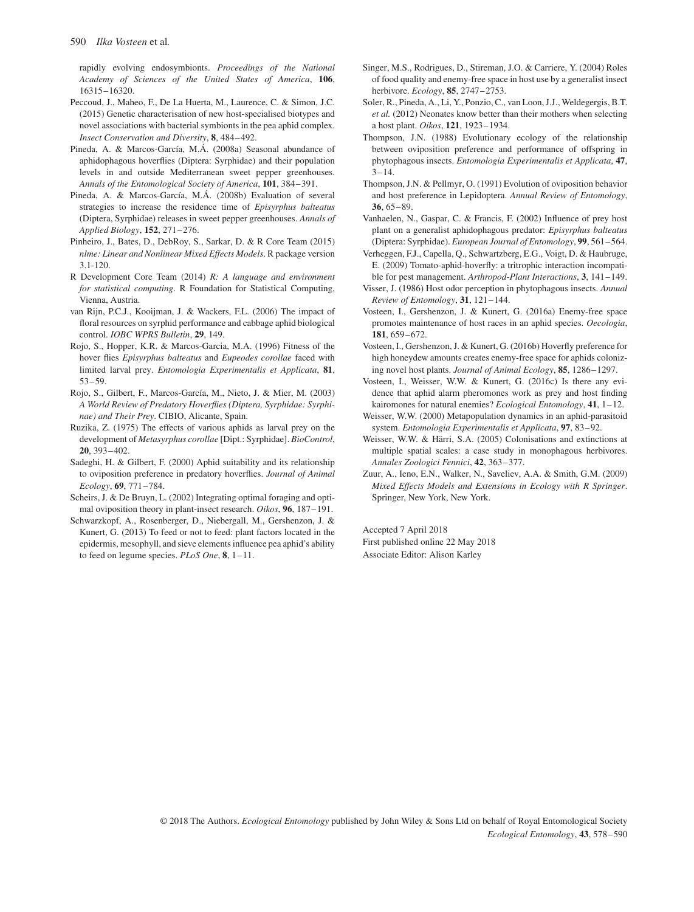rapidly evolving endosymbionts. *Proceedings of the National Academy of Sciences of the United States of America*, **106**, 16315–16320.

Peccoud, J., Maheo, F., De La Huerta, M., Laurence, C. & Simon, J.C. (2015) Genetic characterisation of new host-specialised biotypes and novel associations with bacterial symbionts in the pea aphid complex. *Insect Conservation and Diversity*, **8**, 484–492.

Pineda, A. & Marcos-García, M.Á. (2008a) Seasonal abundance of aphidophagous hoverflies (Diptera: Syrphidae) and their population levels in and outside Mediterranean sweet pepper greenhouses. *Annals of the Entomological Society of America*, **101**, 384–391.

Pineda, A. & Marcos-García, M.Á. (2008b) Evaluation of several strategies to increase the residence time of *Episyrphus balteatus* (Diptera, Syrphidae) releases in sweet pepper greenhouses. *Annals of Applied Biology*, **152**, 271–276.

Pinheiro, J., Bates, D., DebRoy, S., Sarkar, D. & R Core Team (2015) *nlme: Linear and Nonlinear Mixed Effects Models*. R package version 3.1-120.

R Development Core Team (2014) *R: A language and environment for statistical computing*. R Foundation for Statistical Computing, Vienna, Austria.

van Rijn, P.C.J., Kooijman, J. & Wackers, F.L. (2006) The impact of floral resources on syrphid performance and cabbage aphid biological control. *IOBC WPRS Bulletin*, **29**, 149.

Rojo, S., Hopper, K.R. & Marcos-Garcia, M.A. (1996) Fitness of the hover flies *Episyrphus balteatus* and *Eupeodes corollae* faced with limited larval prey. *Entomologia Experimentalis et Applicata*, **81**, 53–59.

Rojo, S., Gilbert, F., Marcos-García, M., Nieto, J. & Mier, M. (2003) *A World Review of Predatory Hoverflies (Diptera, Syrphidae: Syrphinae) and Their Prey*. CIBIO, Alicante, Spain.

Ruzika, Z. (1975) The effects of various aphids as larval prey on the development of *Metasyrphus corollae* [Dipt.: Syrphidae]. *BioControl*, **20**, 393–402.

Sadeghi, H. & Gilbert, F. (2000) Aphid suitability and its relationship to oviposition preference in predatory hoverflies. *Journal of Animal Ecology*, **69**, 771–784.

Scheirs, J. & De Bruyn, L. (2002) Integrating optimal foraging and optimal oviposition theory in plant-insect research. *Oikos*, **96**, 187–191.

Schwarzkopf, A., Rosenberger, D., Niebergall, M., Gershenzon, J. & Kunert, G. (2013) To feed or not to feed: plant factors located in the epidermis, mesophyll, and sieve elements influence pea aphid's ability to feed on legume species. *PLoS One*, **8**, 1–11.

Singer, M.S., Rodrigues, D., Stireman, J.O. & Carriere, Y. (2004) Roles of food quality and enemy-free space in host use by a generalist insect herbivore. *Ecology*, **85**, 2747–2753.

Soler, R., Pineda, A., Li, Y., Ponzio, C., van Loon, J.J., Weldegergis, B.T. *et al.* (2012) Neonates know better than their mothers when selecting a host plant. *Oikos*, **121**, 1923–1934.

Thompson, J.N. (1988) Evolutionary ecology of the relationship between oviposition preference and performance of offspring in phytophagous insects. *Entomologia Experimentalis et Applicata*, **47**, 3–14.

Thompson, J.N. & Pellmyr, O. (1991) Evolution of oviposition behavior and host preference in Lepidoptera. *Annual Review of Entomology*, **36**, 65–89.

Vanhaelen, N., Gaspar, C. & Francis, F. (2002) Influence of prey host plant on a generalist aphidophagous predator: *Episyrphus balteatus* (Diptera: Syrphidae). *European Journal of Entomology*, **99**, 561–564.

Verheggen, F.J., Capella, Q., Schwartzberg, E.G., Voigt, D. & Haubruge, E. (2009) Tomato-aphid-hoverfly: a tritrophic interaction incompatible for pest management. *Arthropod-Plant Interactions*, **3**, 141–149.

Visser, J. (1986) Host odor perception in phytophagous insects. *Annual Review of Entomology*, **31**, 121–144.

Vosteen, I., Gershenzon, J. & Kunert, G. (2016a) Enemy-free space promotes maintenance of host races in an aphid species. *Oecologia*, **181**, 659–672.

Vosteen, I., Gershenzon, J. & Kunert, G. (2016b) Hoverfly preference for high honeydew amounts creates enemy-free space for aphids colonizing novel host plants. *Journal of Animal Ecology*, **85**, 1286–1297.

Vosteen, I., Weisser, W.W. & Kunert, G. (2016c) Is there any evidence that aphid alarm pheromones work as prey and host finding kairomones for natural enemies? *Ecological Entomology*, **41**, 1–12.

Weisser, W.W. (2000) Metapopulation dynamics in an aphid-parasitoid system. *Entomologia Experimentalis et Applicata*, **97**, 83–92.

Weisser, W.W. & Härri, S.A. (2005) Colonisations and extinctions at multiple spatial scales: a case study in monophagous herbivores. *Annales Zoologici Fennici*, **42**, 363–377.

Zuur, A., Ieno, E.N., Walker, N., Saveliev, A.A. & Smith, G.M. (2009) *Mixed Effects Models and Extensions in Ecology with R Springer*. Springer, New York, New York.

Accepted 7 April 2018
First published online 22 May 2018
Associate Editor: Alison Karley